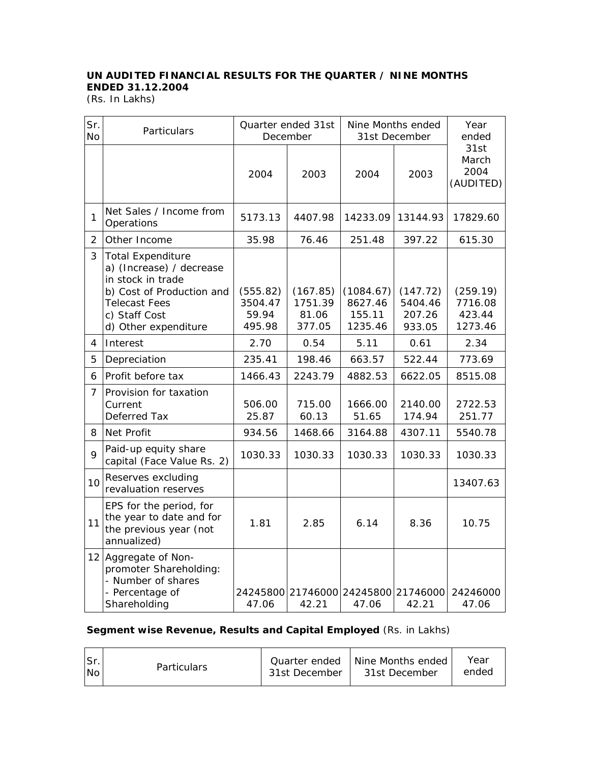**UN AUDITED FINANCIAL RESULTS FOR THE QUARTER / NINE MONTHS ENDED 31.12.2004**
(Rs. In Lakhs)

| Sr. No | Particulars | Quarter ended 31st December | | Nine Months ended 31st December | | Year ended 31st March 2004 (AUDITED) |
|---|---|---|---|---|---|---|
| | | 2004 | 2003 | 2004 | 2003 | |
| 1 | Net Sales / Income from Operations | 5173.13 | 4407.98 | 14233.09 | 13144.93 | 17829.60 |
| 2 | Other Income | 35.98 | 76.46 | 251.48 | 397.22 | 615.30 |
| 3 | Total Expenditure<br>a) (Increase) / decrease in stock in trade<br>b) Cost of Production and Telecast Fees<br>c) Staff Cost<br>d) Other expenditure | <br>(555.82)<br>3504.47<br>59.94<br>495.98 | <br>(167.85)<br>1751.39<br>81.06<br>377.05 | <br>(1084.67)<br>8627.46<br>155.11<br>1235.46 | <br>(147.72)<br>5404.46<br>207.26<br>933.05 | <br>(259.19)<br>7716.08<br>423.44<br>1273.46 |
| 4 | Interest | 2.70 | 0.54 | 5.11 | 0.61 | 2.34 |
| 5 | Depreciation | 235.41 | 198.46 | 663.57 | 522.44 | 773.69 |
| 6 | Profit before tax | 1466.43 | 2243.79 | 4882.53 | 6622.05 | 8515.08 |
| 7 | Provision for taxation<br>Current<br>Deferred Tax | <br>506.00<br>25.87 | <br>715.00<br>60.13 | <br>1666.00<br>51.65 | <br>2140.00<br>174.94 | <br>2722.53<br>251.77 |
| 8 | Net Profit | 934.56 | 1468.66 | 3164.88 | 4307.11 | 5540.78 |
| 9 | Paid-up equity share capital (Face Value Rs. 2) | 1030.33 | 1030.33 | 1030.33 | 1030.33 | 1030.33 |
| 10 | Reserves excluding revaluation reserves | | | | | 13407.63 |
| 11 | EPS for the period, for the year to date and for the previous year (not annualized) | 1.81 | 2.85 | 6.14 | 8.36 | 10.75 |
| 12 | Aggregate of Non-promoter Shareholding:<br>- Number of shares<br>- Percentage of Shareholding | <br><br>24245800<br>47.06 | <br><br>21746000<br>42.21 | <br><br>24245800<br>47.06 | <br><br>21746000<br>42.21 | <br><br>24246000<br>47.06 |

**Segment wise Revenue, Results and Capital Employed** (Rs. in Lakhs)

| Sr. No | Particulars | Quarter ended 31st December | Nine Months ended 31st December | Year ended |
|---|---|---|---|---|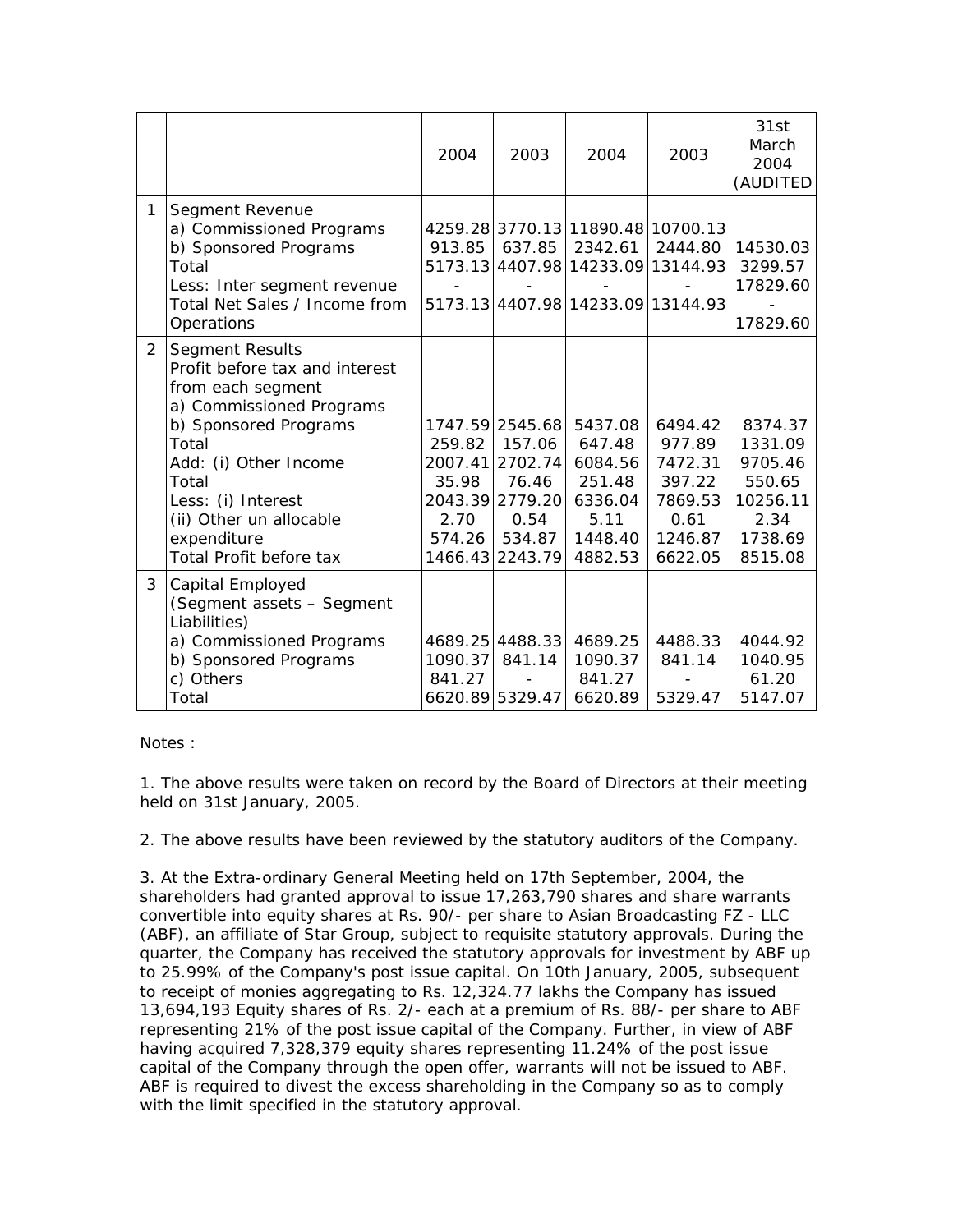| | | 2004 | 2003 | 2004 | 2003 | 31st March 2004 (AUDITED |
|---|---|---|---|---|---|---|
| 1 | Segment Revenue | | | | | |
| | a) Commissioned Programs | 4259.28 | 3770.13 | 11890.48 | 10700.13 | |
| | b) Sponsored Programs | 913.85 | 637.85 | 2342.61 | 2444.80 | 14530.03 |
| | Total | 5173.13 | 4407.98 | 14233.09 | 13144.93 | 3299.57 |
| | Less: Inter segment revenue | - | - | - | - | 17829.60 |
| | Total Net Sales / Income from Operations | 5173.13 | 4407.98 | 14233.09 | 13144.93 | - |
| | | | | | | 17829.60 |
| 2 | Segment Results | | | | | |
| | Profit before tax and interest from each segment | | | | | |
| | a) Commissioned Programs | | | | | |
| | b) Sponsored Programs | 1747.59 | 2545.68 | 5437.08 | 6494.42 | 8374.37 |
| | Total | 259.82 | 157.06 | 647.48 | 977.89 | 1331.09 |
| | Add: (i) Other Income | 2007.41 | 2702.74 | 6084.56 | 7472.31 | 9705.46 |
| | Total | 35.98 | 76.46 | 251.48 | 397.22 | 550.65 |
| | Less: (i) Interest | 2043.39 | 2779.20 | 6336.04 | 7869.53 | 10256.11 |
| | (ii) Other un allocable | 2.70 | 0.54 | 5.11 | 0.61 | 2.34 |
| | expenditure | 574.26 | 534.87 | 1448.40 | 1246.87 | 1738.69 |
| | Total Profit before tax | 1466.43 | 2243.79 | 4882.53 | 6622.05 | 8515.08 |
| 3 | Capital Employed (Segment assets – Segment Liabilities) | | | | | |
| | a) Commissioned Programs | 4689.25 | 4488.33 | 4689.25 | 4488.33 | 4044.92 |
| | b) Sponsored Programs | 1090.37 | 841.14 | 1090.37 | 841.14 | 1040.95 |
| | c) Others | 841.27 | - | 841.27 | - | 61.20 |
| | Total | 6620.89 | 5329.47 | 6620.89 | 5329.47 | 5147.07 |

Notes :

1. The above results were taken on record by the Board of Directors at their meeting held on 31st January, 2005.

2. The above results have been reviewed by the statutory auditors of the Company.

3. At the Extra-ordinary General Meeting held on 17th September, 2004, the shareholders had granted approval to issue 17,263,790 shares and share warrants convertible into equity shares at Rs. 90/- per share to Asian Broadcasting FZ - LLC (ABF), an affiliate of Star Group, subject to requisite statutory approvals. During the quarter, the Company has received the statutory approvals for investment by ABF up to 25.99% of the Company's post issue capital. On 10th January, 2005, subsequent to receipt of monies aggregating to Rs. 12,324.77 lakhs the Company has issued 13,694,193 Equity shares of Rs. 2/- each at a premium of Rs. 88/- per share to ABF representing 21% of the post issue capital of the Company. Further, in view of ABF having acquired 7,328,379 equity shares representing 11.24% of the post issue capital of the Company through the open offer, warrants will not be issued to ABF. ABF is required to divest the excess shareholding in the Company so as to comply with the limit specified in the statutory approval.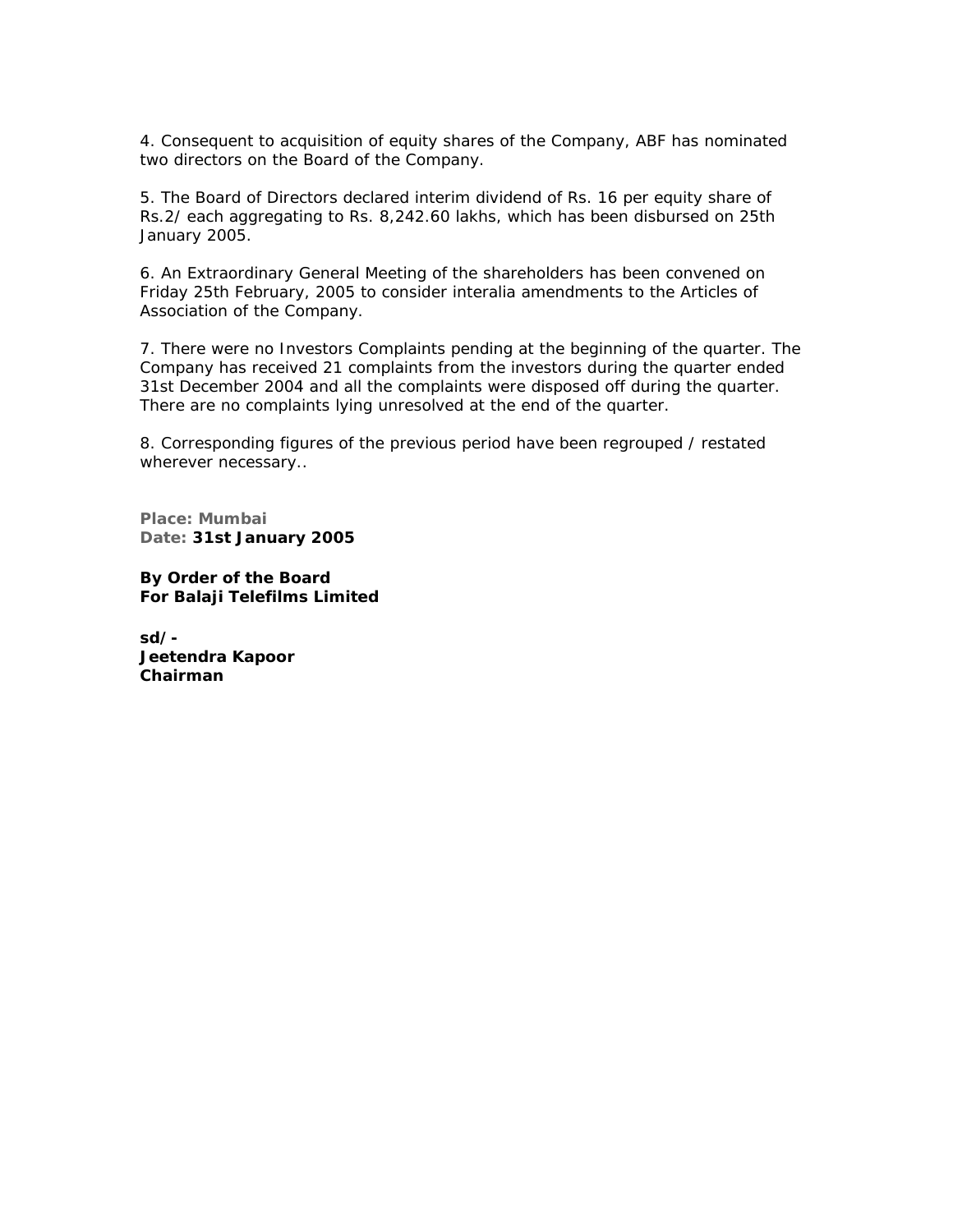4. Consequent to acquisition of equity shares of the Company, ABF has nominated two directors on the Board of the Company.

5. The Board of Directors declared interim dividend of Rs. 16 per equity share of Rs.2/ each aggregating to Rs. 8,242.60 lakhs, which has been disbursed on 25th January 2005.

6. An Extraordinary General Meeting of the shareholders has been convened on Friday 25th February, 2005 to consider interalia amendments to the Articles of Association of the Company.

7. There were no Investors Complaints pending at the beginning of the quarter. The Company has received 21 complaints from the investors during the quarter ended 31st December 2004 and all the complaints were disposed off during the quarter. There are no complaints lying unresolved at the end of the quarter.

8. Corresponding figures of the previous period have been regrouped / restated wherever necessary..

**Place: Mumbai**
**Date: 31st January 2005**

**By Order of the Board**
**For Balaji Telefilms Limited**

**sd/-**
**Jeetendra Kapoor**
**Chairman**